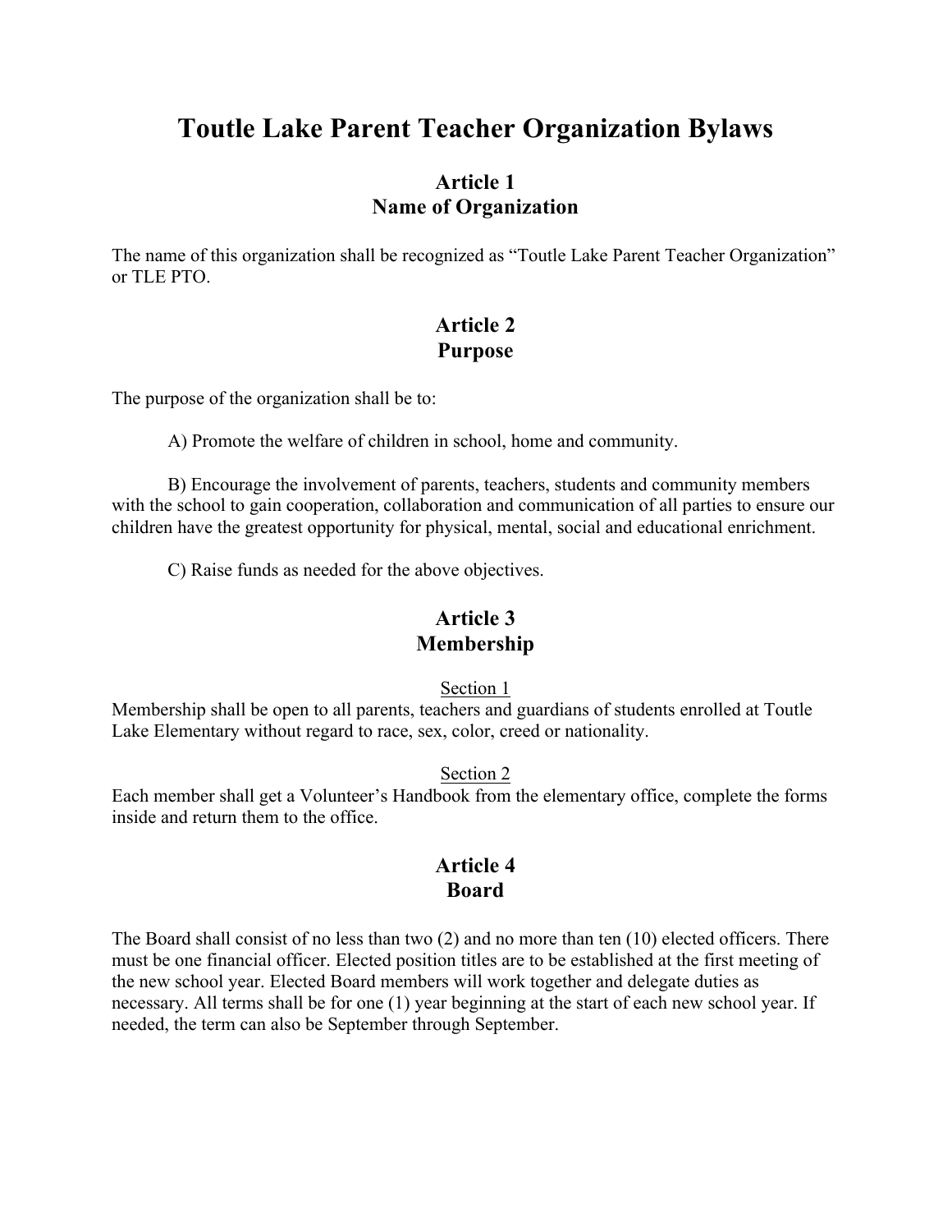# Toutle Lake Parent Teacher Organization Bylaws

## Article 1
## Name of Organization

The name of this organization shall be recognized as "Toutle Lake Parent Teacher Organization" or TLE PTO.

## Article 2
## Purpose

The purpose of the organization shall be to:

A) Promote the welfare of children in school, home and community.

B) Encourage the involvement of parents, teachers, students and community members with the school to gain cooperation, collaboration and communication of all parties to ensure our children have the greatest opportunity for physical, mental, social and educational enrichment.

C) Raise funds as needed for the above objectives.

## Article 3
## Membership

Section 1

Membership shall be open to all parents, teachers and guardians of students enrolled at Toutle Lake Elementary without regard to race, sex, color, creed or nationality.

Section 2

Each member shall get a Volunteer's Handbook from the elementary office, complete the forms inside and return them to the office.

## Article 4
## Board

The Board shall consist of no less than two (2) and no more than ten (10) elected officers. There must be one financial officer. Elected position titles are to be established at the first meeting of the new school year. Elected Board members will work together and delegate duties as necessary. All terms shall be for one (1) year beginning at the start of each new school year. If needed, the term can also be September through September.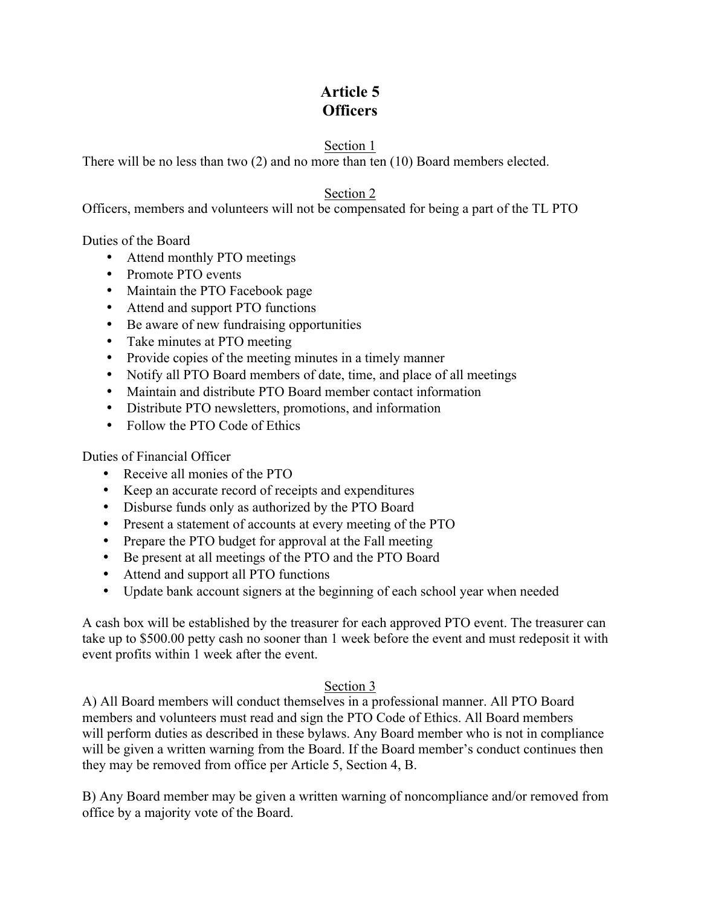# Article 5
# Officers

### Section 1

There will be no less than two (2) and no more than ten (10) Board members elected.

### Section 2

Officers, members and volunteers will not be compensated for being a part of the TL PTO

Duties of the Board

- Attend monthly PTO meetings
- Promote PTO events
- Maintain the PTO Facebook page
- Attend and support PTO functions
- Be aware of new fundraising opportunities
- Take minutes at PTO meeting
- Provide copies of the meeting minutes in a timely manner
- Notify all PTO Board members of date, time, and place of all meetings
- Maintain and distribute PTO Board member contact information
- Distribute PTO newsletters, promotions, and information
- Follow the PTO Code of Ethics

Duties of Financial Officer

- Receive all monies of the PTO
- Keep an accurate record of receipts and expenditures
- Disburse funds only as authorized by the PTO Board
- Present a statement of accounts at every meeting of the PTO
- Prepare the PTO budget for approval at the Fall meeting
- Be present at all meetings of the PTO and the PTO Board
- Attend and support all PTO functions
- Update bank account signers at the beginning of each school year when needed

A cash box will be established by the treasurer for each approved PTO event. The treasurer can take up to $500.00 petty cash no sooner than 1 week before the event and must redeposit it with event profits within 1 week after the event.

### Section 3

A) All Board members will conduct themselves in a professional manner. All PTO Board members and volunteers must read and sign the PTO Code of Ethics. All Board members will perform duties as described in these bylaws. Any Board member who is not in compliance will be given a written warning from the Board. If the Board member's conduct continues then they may be removed from office per Article 5, Section 4, B.

B) Any Board member may be given a written warning of noncompliance and/or removed from office by a majority vote of the Board.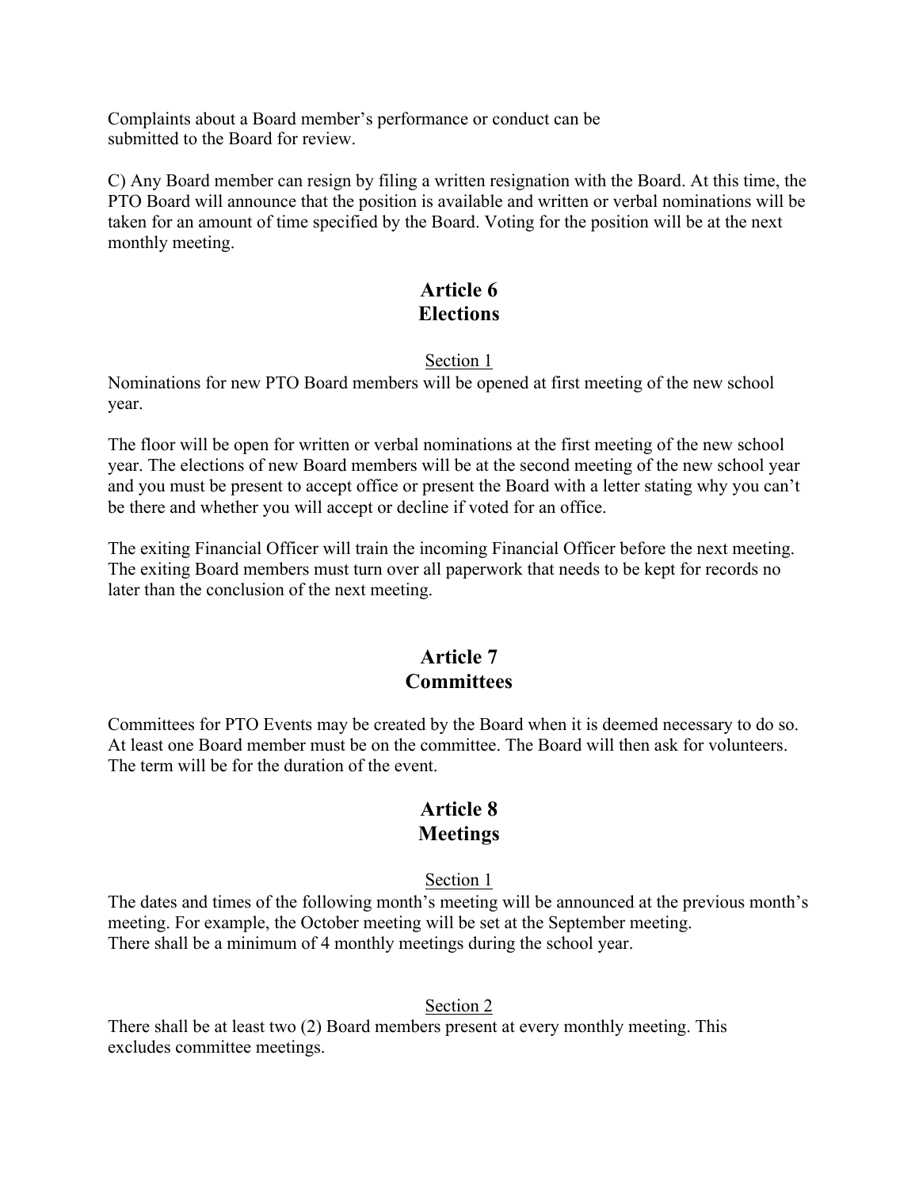Complaints about a Board member's performance or conduct can be submitted to the Board for review.

C) Any Board member can resign by filing a written resignation with the Board. At this time, the PTO Board will announce that the position is available and written or verbal nominations will be taken for an amount of time specified by the Board. Voting for the position will be at the next monthly meeting.

## Article 6
## Elections

Section 1

Nominations for new PTO Board members will be opened at first meeting of the new school year.

The floor will be open for written or verbal nominations at the first meeting of the new school year. The elections of new Board members will be at the second meeting of the new school year and you must be present to accept office or present the Board with a letter stating why you can't be there and whether you will accept or decline if voted for an office.

The exiting Financial Officer will train the incoming Financial Officer before the next meeting. The exiting Board members must turn over all paperwork that needs to be kept for records no later than the conclusion of the next meeting.

## Article 7
## Committees

Committees for PTO Events may be created by the Board when it is deemed necessary to do so. At least one Board member must be on the committee. The Board will then ask for volunteers. The term will be for the duration of the event.

## Article 8
## Meetings

Section 1

The dates and times of the following month's meeting will be announced at the previous month's meeting. For example, the October meeting will be set at the September meeting.
There shall be a minimum of 4 monthly meetings during the school year.

Section 2

There shall be at least two (2) Board members present at every monthly meeting. This excludes committee meetings.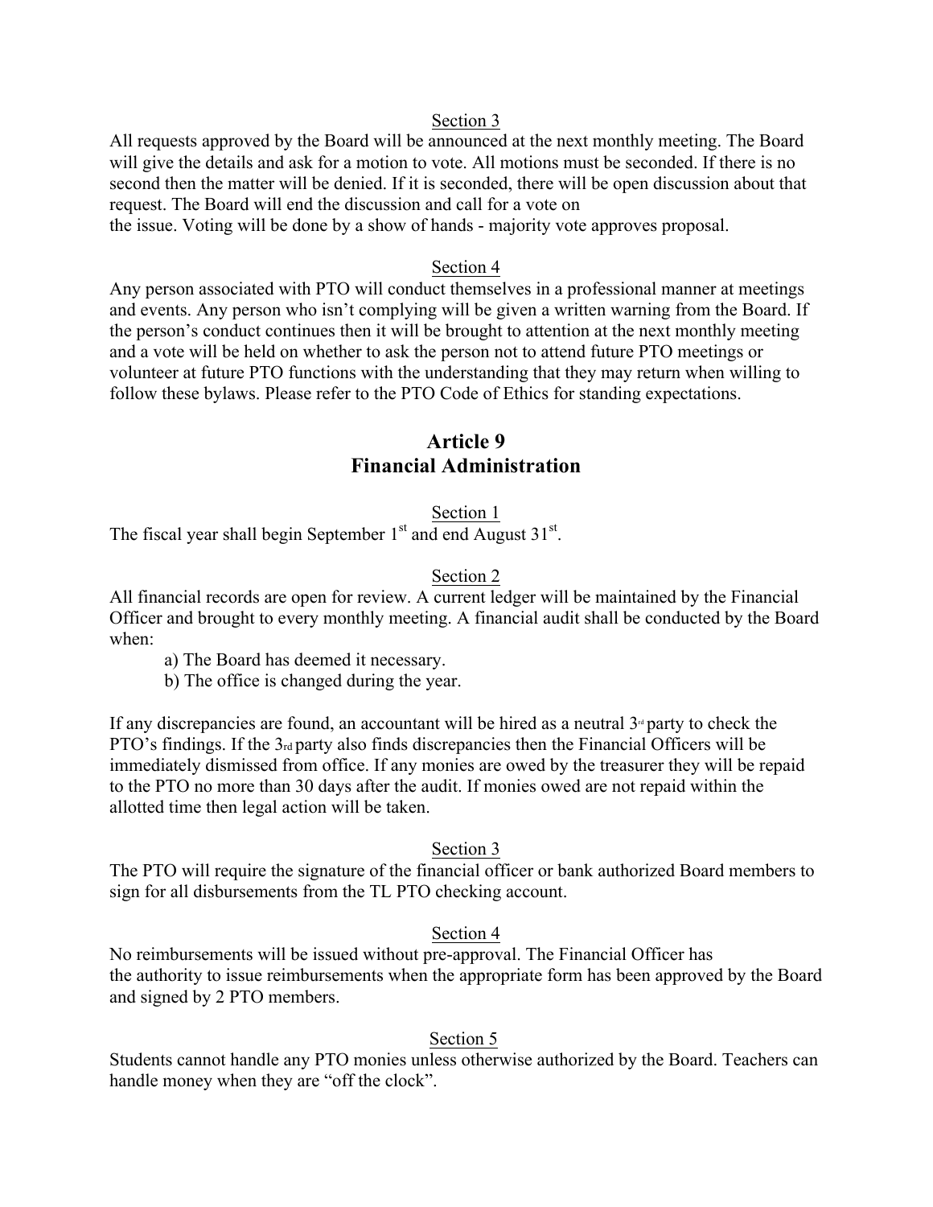Section 3

All requests approved by the Board will be announced at the next monthly meeting. The Board will give the details and ask for a motion to vote. All motions must be seconded. If there is no second then the matter will be denied. If it is seconded, there will be open discussion about that request. The Board will end the discussion and call for a vote on
the issue. Voting will be done by a show of hands - majority vote approves proposal.

Section 4

Any person associated with PTO will conduct themselves in a professional manner at meetings and events. Any person who isn't complying will be given a written warning from the Board. If the person's conduct continues then it will be brought to attention at the next monthly meeting and a vote will be held on whether to ask the person not to attend future PTO meetings or volunteer at future PTO functions with the understanding that they may return when willing to follow these bylaws. Please refer to the PTO Code of Ethics for standing expectations.

## Article 9
## Financial Administration

Section 1

The fiscal year shall begin September 1st and end August 31st.

Section 2

All financial records are open for review. A current ledger will be maintained by the Financial Officer and brought to every monthly meeting. A financial audit shall be conducted by the Board when:

a) The Board has deemed it necessary.
b) The office is changed during the year.

If any discrepancies are found, an accountant will be hired as a neutral 3rd party to check the PTO's findings. If the 3rd party also finds discrepancies then the Financial Officers will be immediately dismissed from office. If any monies are owed by the treasurer they will be repaid to the PTO no more than 30 days after the audit. If monies owed are not repaid within the allotted time then legal action will be taken.

Section 3

The PTO will require the signature of the financial officer or bank authorized Board members to sign for all disbursements from the TL PTO checking account.

Section 4

No reimbursements will be issued without pre-approval. The Financial Officer has
the authority to issue reimbursements when the appropriate form has been approved by the Board and signed by 2 PTO members.

Section 5

Students cannot handle any PTO monies unless otherwise authorized by the Board. Teachers can handle money when they are "off the clock".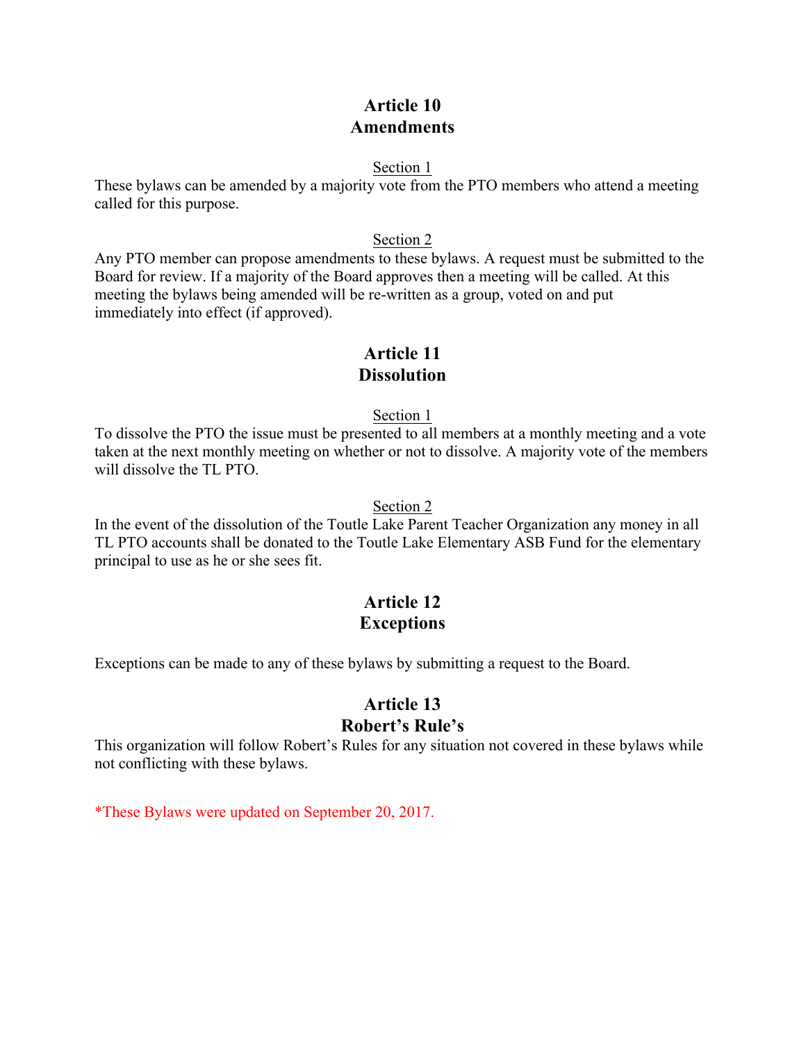## Article 10
## Amendments

Section 1

These bylaws can be amended by a majority vote from the PTO members who attend a meeting called for this purpose.

Section 2

Any PTO member can propose amendments to these bylaws. A request must be submitted to the Board for review. If a majority of the Board approves then a meeting will be called. At this meeting the bylaws being amended will be re-written as a group, voted on and put immediately into effect (if approved).

## Article 11
## Dissolution

Section 1

To dissolve the PTO the issue must be presented to all members at a monthly meeting and a vote taken at the next monthly meeting on whether or not to dissolve. A majority vote of the members will dissolve the TL PTO.

Section 2

In the event of the dissolution of the Toutle Lake Parent Teacher Organization any money in all TL PTO accounts shall be donated to the Toutle Lake Elementary ASB Fund for the elementary principal to use as he or she sees fit.

## Article 12
## Exceptions

Exceptions can be made to any of these bylaws by submitting a request to the Board.

## Article 13
## Robert's Rule's

This organization will follow Robert's Rules for any situation not covered in these bylaws while not conflicting with these bylaws.

*These Bylaws were updated on September 20, 2017.